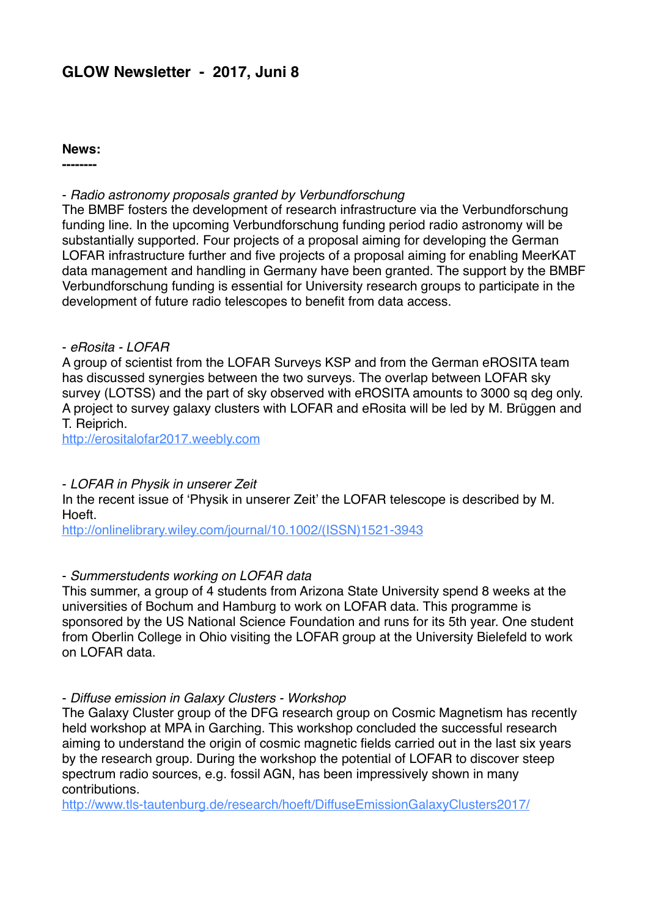# GLOW Newsletter - 2017, Juni 8

**News:**
**--------**

- *Radio astronomy proposals granted by Verbundforschung*

The BMBF fosters the development of research infrastructure via the Verbundforschung funding line. In the upcoming Verbundforschung funding period radio astronomy will be substantially supported. Four projects of a proposal aiming for developing the German LOFAR infrastructure further and five projects of a proposal aiming for enabling MeerKAT data management and handling in Germany have been granted. The support by the BMBF Verbundforschung funding is essential for University research groups to participate in the development of future radio telescopes to benefit from data access.

- *eRosita - LOFAR*

A group of scientist from the LOFAR Surveys KSP and from the German eROSITA team has discussed synergies between the two surveys. The overlap between LOFAR sky survey (LOTSS) and the part of sky observed with eROSITA amounts to 3000 sq deg only. A project to survey galaxy clusters with LOFAR and eRosita will be led by M. Brüggen and T. Reiprich.
http://erositalofar2017.weebly.com

- *LOFAR in Physik in unserer Zeit*

In the recent issue of 'Physik in unserer Zeit' the LOFAR telescope is described by M. Hoeft.
http://onlinelibrary.wiley.com/journal/10.1002/(ISSN)1521-3943

- *Summerstudents working on LOFAR data*

This summer, a group of 4 students from Arizona State University spend 8 weeks at the universities of Bochum and Hamburg to work on LOFAR data. This programme is sponsored by the US National Science Foundation and runs for its 5th year. One student from Oberlin College in Ohio visiting the LOFAR group at the University Bielefeld to work on LOFAR data.

- *Diffuse emission in Galaxy Clusters - Workshop*

The Galaxy Cluster group of the DFG research group on Cosmic Magnetism has recently held workshop at MPA in Garching. This workshop concluded the successful research aiming to understand the origin of cosmic magnetic fields carried out in the last six years by the research group. During the workshop the potential of LOFAR to discover steep spectrum radio sources, e.g. fossil AGN, has been impressively shown in many contributions.
http://www.tls-tautenburg.de/research/hoeft/DiffuseEmissionGalaxyClusters2017/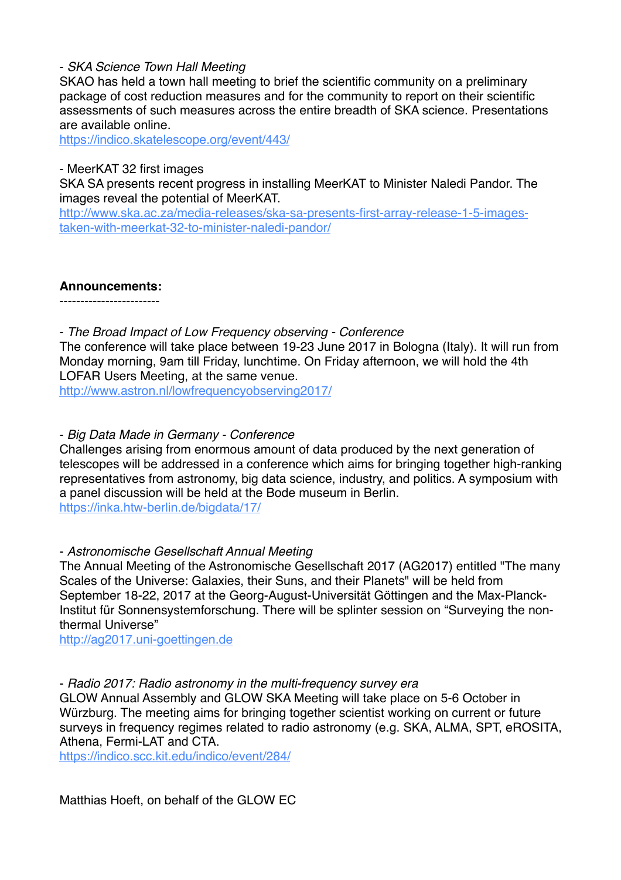- *SKA Science Town Hall Meeting*
SKAO has held a town hall meeting to brief the scientific community on a preliminary package of cost reduction measures and for the community to report on their scientific assessments of such measures across the entire breadth of SKA science. Presentations are available online.
https://indico.skatelescope.org/event/443/

- MeerKAT 32 first images
SKA SA presents recent progress in installing MeerKAT to Minister Naledi Pandor. The images reveal the potential of MeerKAT.
http://www.ska.ac.za/media-releases/ska-sa-presents-first-array-release-1-5-images-taken-with-meerkat-32-to-minister-naledi-pandor/

**Announcements:**
------------------------

- *The Broad Impact of Low Frequency observing - Conference*
The conference will take place between 19-23 June 2017 in Bologna (Italy). It will run from Monday morning, 9am till Friday, lunchtime. On Friday afternoon, we will hold the 4th LOFAR Users Meeting, at the same venue.
http://www.astron.nl/lowfrequencyobserving2017/

- *Big Data Made in Germany - Conference*
Challenges arising from enormous amount of data produced by the next generation of telescopes will be addressed in a conference which aims for bringing together high-ranking representatives from astronomy, big data science, industry, and politics. A symposium with a panel discussion will be held at the Bode museum in Berlin.
https://inka.htw-berlin.de/bigdata/17/

- *Astronomische Gesellschaft Annual Meeting*
The Annual Meeting of the Astronomische Gesellschaft 2017 (AG2017) entitled "The many Scales of the Universe: Galaxies, their Suns, and their Planets" will be held from September 18-22, 2017 at the Georg-August-Universität Göttingen and the Max-Planck-Institut für Sonnensystemforschung. There will be splinter session on “Surveying the non-thermal Universe”
http://ag2017.uni-goettingen.de

- *Radio 2017: Radio astronomy in the multi-frequency survey era*
GLOW Annual Assembly and GLOW SKA Meeting will take place on 5-6 October in Würzburg. The meeting aims for bringing together scientist working on current or future surveys in frequency regimes related to radio astronomy (e.g. SKA, ALMA, SPT, eROSITA, Athena, Fermi-LAT and CTA.
https://indico.scc.kit.edu/indico/event/284/

Matthias Hoeft, on behalf of the GLOW EC